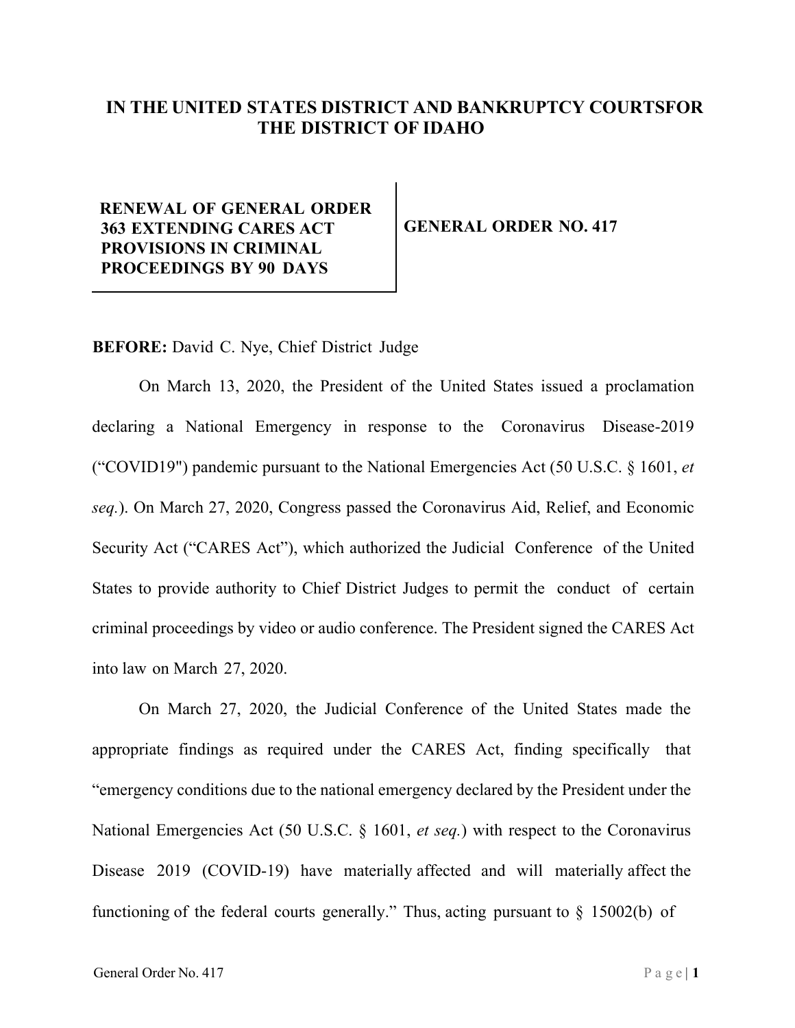# IN THE UNITED STATES DISTRICT AND BANKRUPTCY COURTSFOR THE DISTRICT OF IDAHO

| RENEWAL OF GENERAL ORDER 363 EXTENDING CARES ACT PROVISIONS IN CRIMINAL PROCEEDINGS BY 90 DAYS | GENERAL ORDER NO. 417 |
| --- | --- |

**BEFORE:** David C. Nye, Chief District Judge

On March 13, 2020, the President of the United States issued a proclamation declaring a National Emergency in response to the Coronavirus Disease-2019 ("COVID19") pandemic pursuant to the National Emergencies Act (50 U.S.C. § 1601, *et seq.*). On March 27, 2020, Congress passed the Coronavirus Aid, Relief, and Economic Security Act ("CARES Act"), which authorized the Judicial Conference of the United States to provide authority to Chief District Judges to permit the conduct of certain criminal proceedings by video or audio conference. The President signed the CARES Act into law on March 27, 2020.

On March 27, 2020, the Judicial Conference of the United States made the appropriate findings as required under the CARES Act, finding specifically that "emergency conditions due to the national emergency declared by the President under the National Emergencies Act (50 U.S.C. § 1601, *et seq.*) with respect to the Coronavirus Disease 2019 (COVID-19) have materially affected and will materially affect the functioning of the federal courts generally." Thus, acting pursuant to § 15002(b) of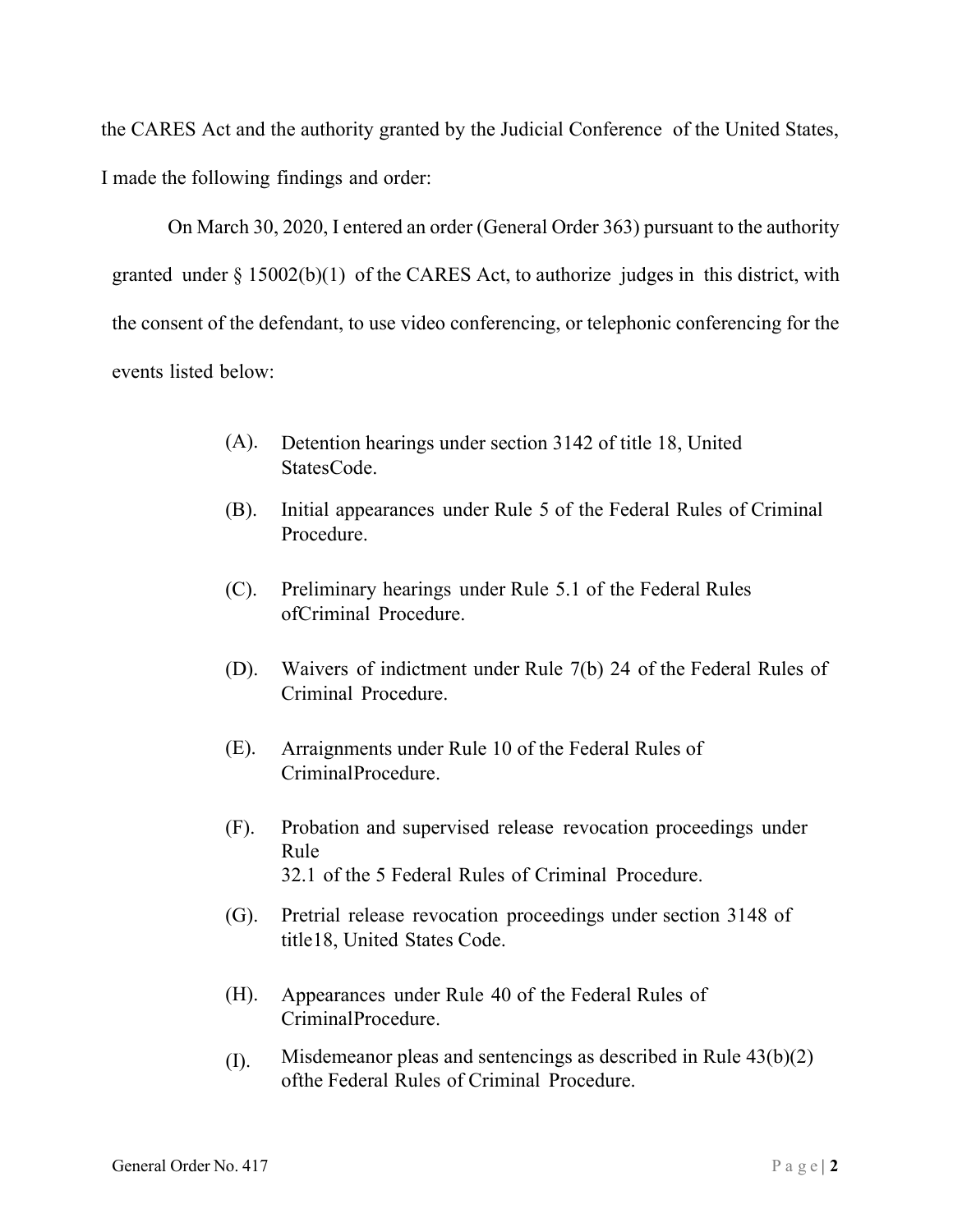the CARES Act and the authority granted by the Judicial Conference of the United States, I made the following findings and order:

On March 30, 2020, I entered an order (General Order 363) pursuant to the authority granted under § 15002(b)(1) of the CARES Act, to authorize judges in this district, with the consent of the defendant, to use video conferencing, or telephonic conferencing for the events listed below:

(A). Detention hearings under section 3142 of title 18, United StatesCode.

(B). Initial appearances under Rule 5 of the Federal Rules of Criminal Procedure.

(C). Preliminary hearings under Rule 5.1 of the Federal Rules ofCriminal Procedure.

(D). Waivers of indictment under Rule 7(b) 24 of the Federal Rules of Criminal Procedure.

(E). Arraignments under Rule 10 of the Federal Rules of CriminalProcedure.

(F). Probation and supervised release revocation proceedings under Rule
32.1 of the 5 Federal Rules of Criminal Procedure.

(G). Pretrial release revocation proceedings under section 3148 of title18, United States Code.

(H). Appearances under Rule 40 of the Federal Rules of CriminalProcedure.

(I). Misdemeanor pleas and sentencings as described in Rule 43(b)(2) ofthe Federal Rules of Criminal Procedure.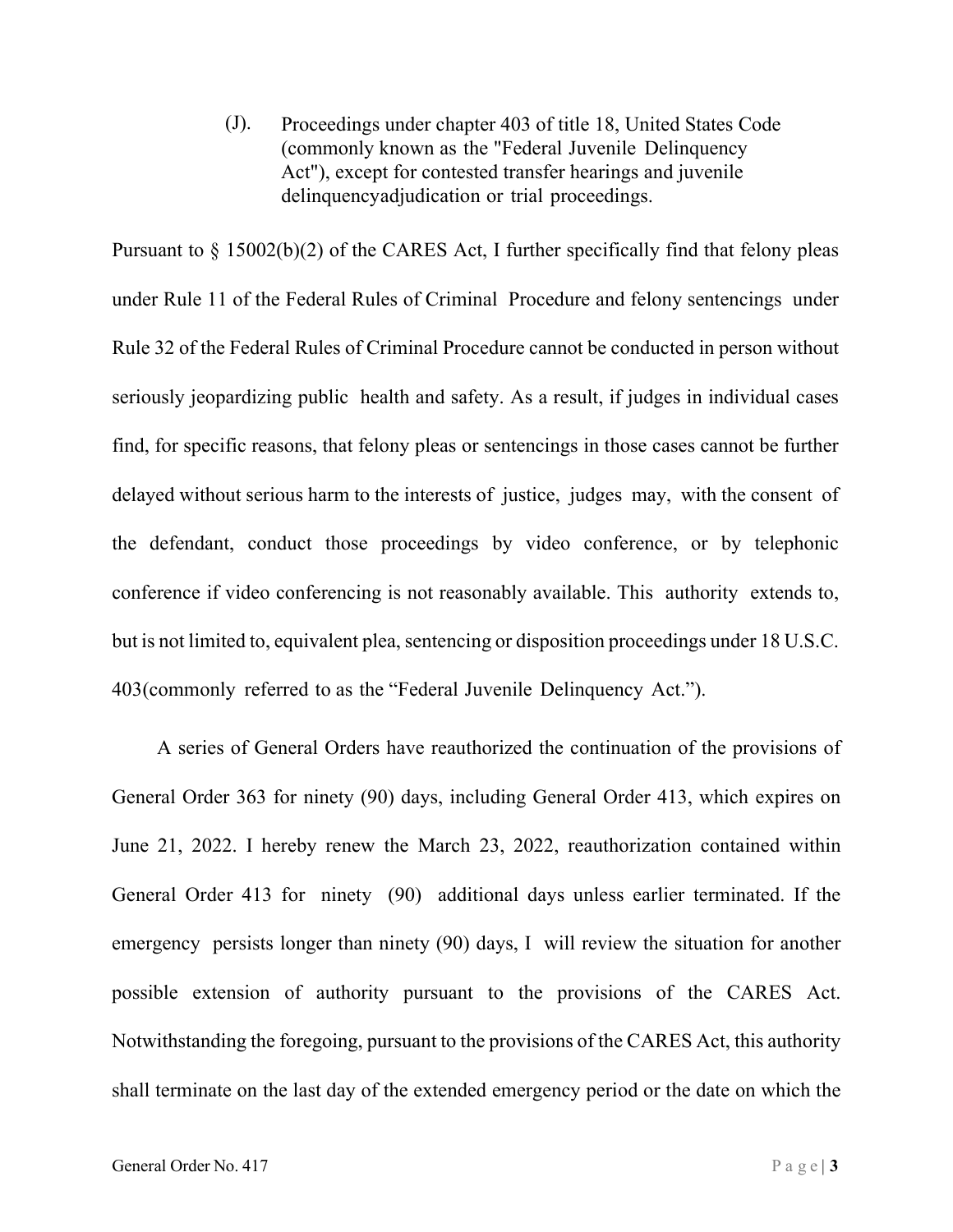(J). Proceedings under chapter 403 of title 18, United States Code (commonly known as the "Federal Juvenile Delinquency Act"), except for contested transfer hearings and juvenile delinquencyadjudication or trial proceedings.

Pursuant to § 15002(b)(2) of the CARES Act, I further specifically find that felony pleas under Rule 11 of the Federal Rules of Criminal Procedure and felony sentencings under Rule 32 of the Federal Rules of Criminal Procedure cannot be conducted in person without seriously jeopardizing public health and safety. As a result, if judges in individual cases find, for specific reasons, that felony pleas or sentencings in those cases cannot be further delayed without serious harm to the interests of justice, judges may, with the consent of the defendant, conduct those proceedings by video conference, or by telephonic conference if video conferencing is not reasonably available. This authority extends to, but is not limited to, equivalent plea, sentencing or disposition proceedings under 18 U.S.C. 403(commonly referred to as the "Federal Juvenile Delinquency Act.").

A series of General Orders have reauthorized the continuation of the provisions of General Order 363 for ninety (90) days, including General Order 413, which expires on June 21, 2022. I hereby renew the March 23, 2022, reauthorization contained within General Order 413 for ninety (90) additional days unless earlier terminated. If the emergency persists longer than ninety (90) days, I will review the situation for another possible extension of authority pursuant to the provisions of the CARES Act. Notwithstanding the foregoing, pursuant to the provisions of the CARES Act, this authority shall terminate on the last day of the extended emergency period or the date on which the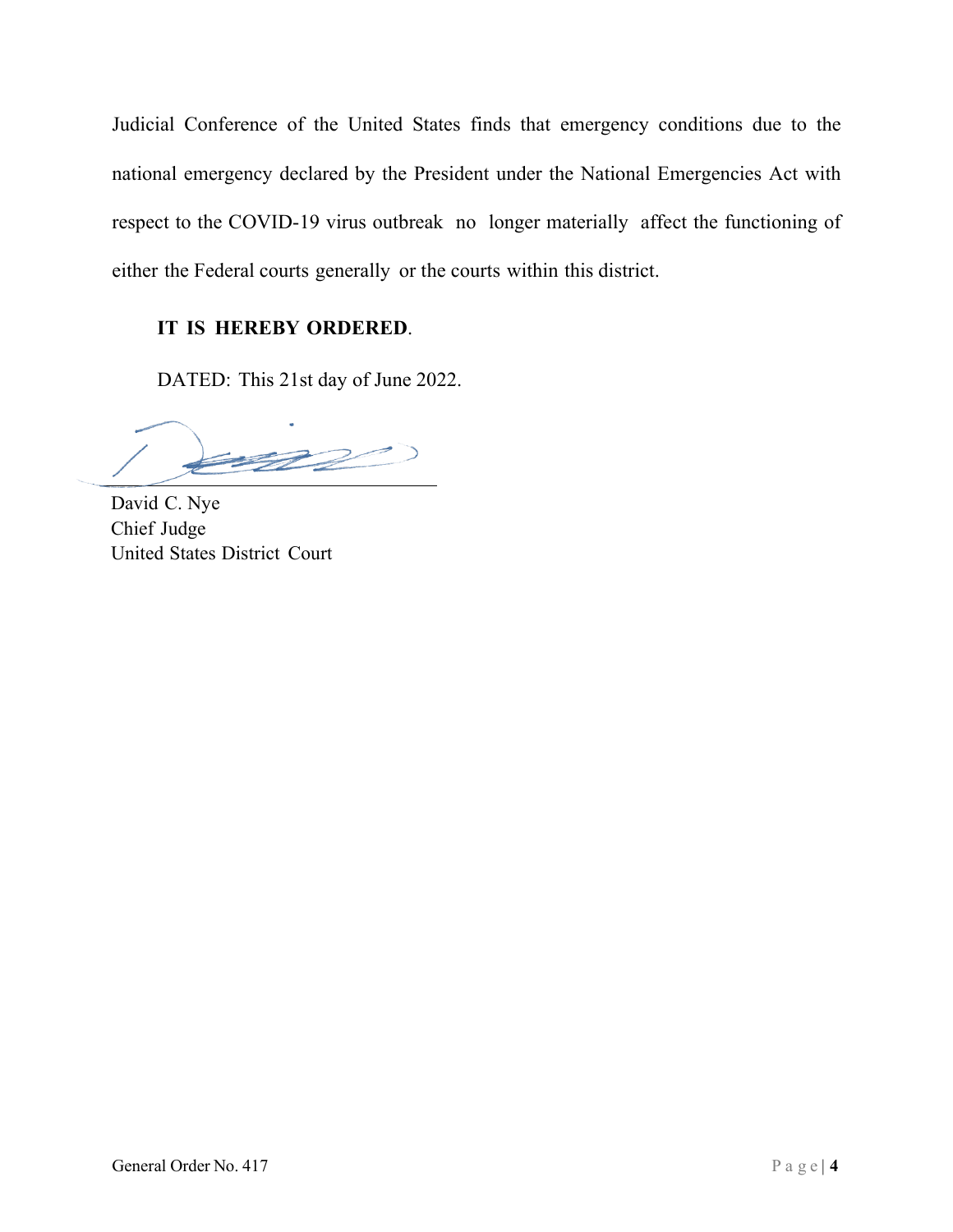Judicial Conference of the United States finds that emergency conditions due to the national emergency declared by the President under the National Emergencies Act with respect to the COVID-19 virus outbreak no longer materially affect the functioning of either the Federal courts generally or the courts within this district.

**IT IS HEREBY ORDERED**.

DATED: This 21st day of June 2022.

David C. Nye
Chief Judge
United States District Court